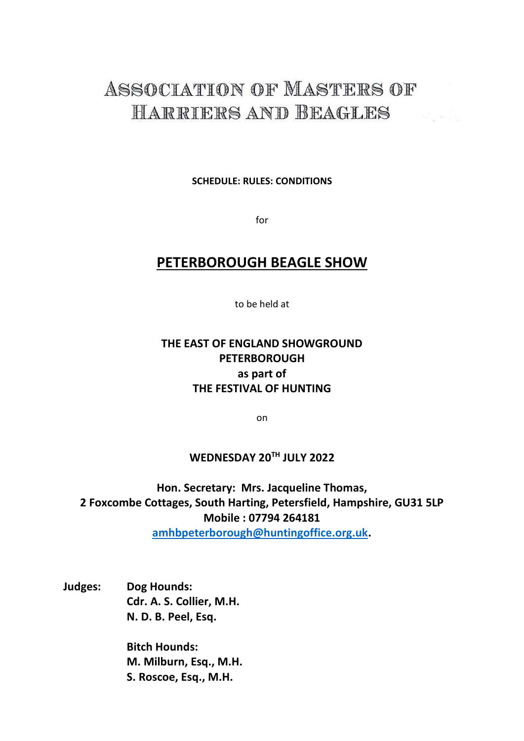# Association of Masters of Harriers and Beagles

**SCHEDULE: RULES: CONDITIONS**

for

## PETERBOROUGH BEAGLE SHOW

to be held at

**THE EAST OF ENGLAND SHOWGROUND**
**PETERBOROUGH**
**as part of**
**THE FESTIVAL OF HUNTING**

on

**WEDNESDAY 20TH JULY 2022**

**Hon. Secretary: Mrs. Jacqueline Thomas,**
**2 Foxcombe Cottages, South Harting, Petersfield, Hampshire, GU31 5LP**
**Mobile : 07794 264181**
**amhbpeterborough@huntingoffice.org.uk.**

**Judges:**

**Dog Hounds:**
**Cdr. A. S. Collier, M.H.**
**N. D. B. Peel, Esq.**

**Bitch Hounds:**
**M. Milburn, Esq., M.H.**
**S. Roscoe, Esq., M.H.**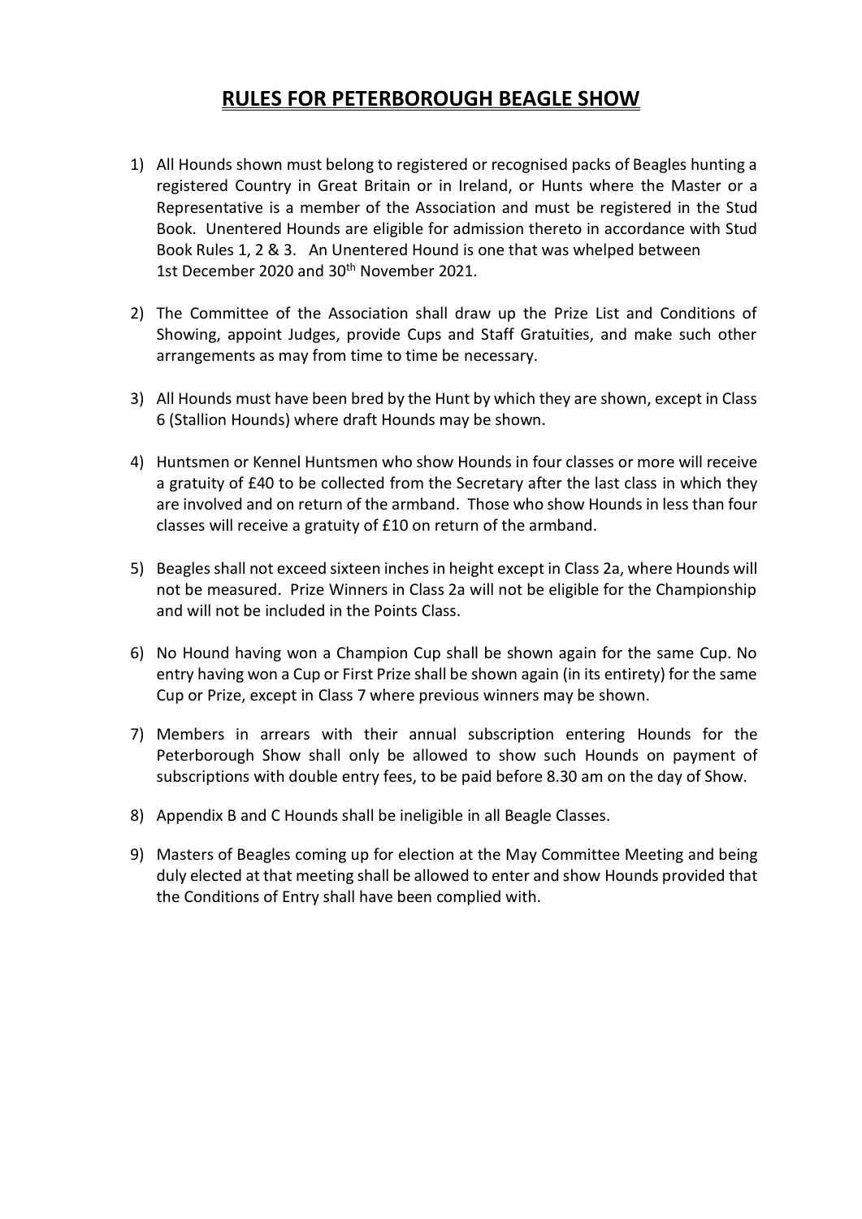# RULES FOR PETERBOROUGH BEAGLE SHOW

1) All Hounds shown must belong to registered or recognised packs of Beagles hunting a registered Country in Great Britain or in Ireland, or Hunts where the Master or a Representative is a member of the Association and must be registered in the Stud Book. Unentered Hounds are eligible for admission thereto in accordance with Stud Book Rules 1, 2 & 3. An Unentered Hound is one that was whelped between 1st December 2020 and 30th November 2021.

2) The Committee of the Association shall draw up the Prize List and Conditions of Showing, appoint Judges, provide Cups and Staff Gratuities, and make such other arrangements as may from time to time be necessary.

3) All Hounds must have been bred by the Hunt by which they are shown, except in Class 6 (Stallion Hounds) where draft Hounds may be shown.

4) Huntsmen or Kennel Huntsmen who show Hounds in four classes or more will receive a gratuity of £40 to be collected from the Secretary after the last class in which they are involved and on return of the armband. Those who show Hounds in less than four classes will receive a gratuity of £10 on return of the armband.

5) Beagles shall not exceed sixteen inches in height except in Class 2a, where Hounds will not be measured. Prize Winners in Class 2a will not be eligible for the Championship and will not be included in the Points Class.

6) No Hound having won a Champion Cup shall be shown again for the same Cup. No entry having won a Cup or First Prize shall be shown again (in its entirety) for the same Cup or Prize, except in Class 7 where previous winners may be shown.

7) Members in arrears with their annual subscription entering Hounds for the Peterborough Show shall only be allowed to show such Hounds on payment of subscriptions with double entry fees, to be paid before 8.30 am on the day of Show.

8) Appendix B and C Hounds shall be ineligible in all Beagle Classes.

9) Masters of Beagles coming up for election at the May Committee Meeting and being duly elected at that meeting shall be allowed to enter and show Hounds provided that the Conditions of Entry shall have been complied with.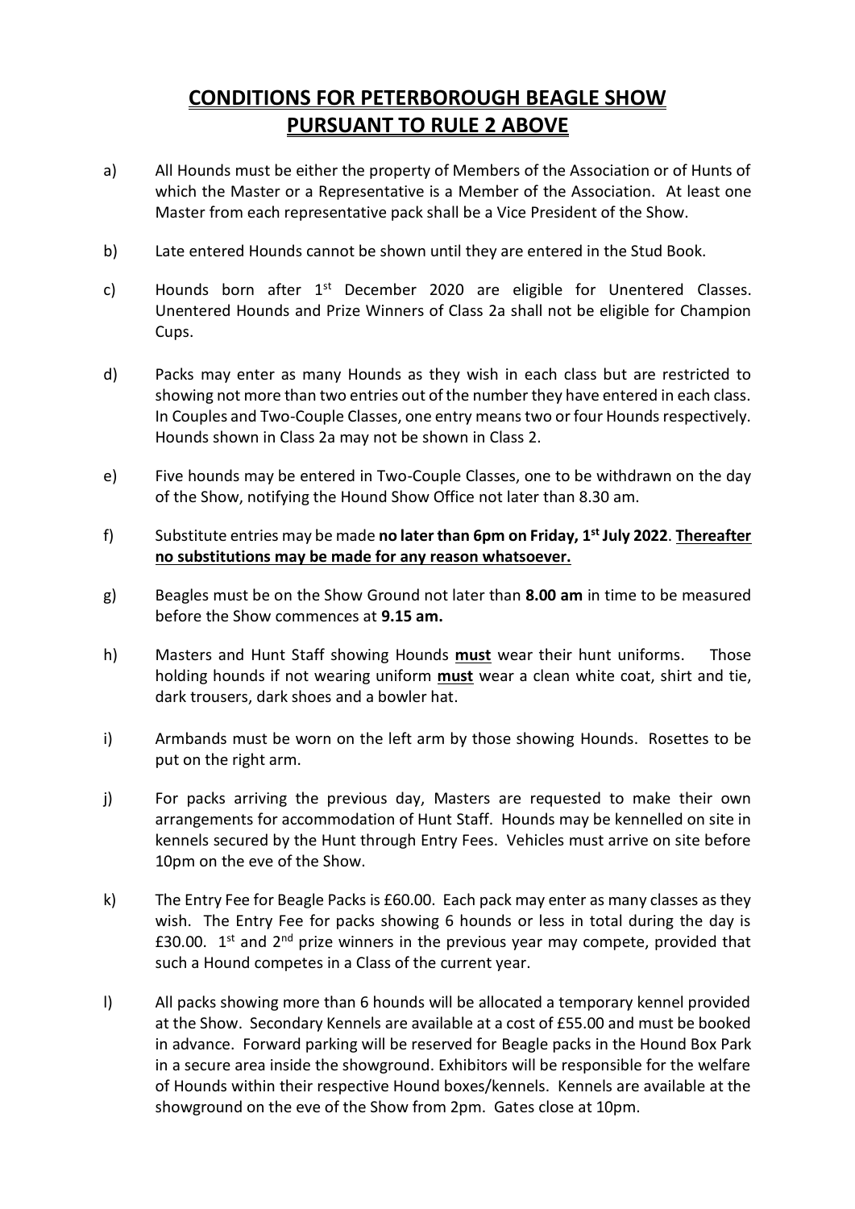# CONDITIONS FOR PETERBOROUGH BEAGLE SHOW PURSUANT TO RULE 2 ABOVE

a) All Hounds must be either the property of Members of the Association or of Hunts of which the Master or a Representative is a Member of the Association. At least one Master from each representative pack shall be a Vice President of the Show.

b) Late entered Hounds cannot be shown until they are entered in the Stud Book.

c) Hounds born after 1st December 2020 are eligible for Unentered Classes. Unentered Hounds and Prize Winners of Class 2a shall not be eligible for Champion Cups.

d) Packs may enter as many Hounds as they wish in each class but are restricted to showing not more than two entries out of the number they have entered in each class. In Couples and Two-Couple Classes, one entry means two or four Hounds respectively. Hounds shown in Class 2a may not be shown in Class 2.

e) Five hounds may be entered in Two-Couple Classes, one to be withdrawn on the day of the Show, notifying the Hound Show Office not later than 8.30 am.

f) Substitute entries may be made **no later than 6pm on Friday, 1st July 2022**. **Thereafter no substitutions may be made for any reason whatsoever.**

g) Beagles must be on the Show Ground not later than **8.00 am** in time to be measured before the Show commences at **9.15 am.**

h) Masters and Hunt Staff showing Hounds **must** wear their hunt uniforms. Those holding hounds if not wearing uniform **must** wear a clean white coat, shirt and tie, dark trousers, dark shoes and a bowler hat.

i) Armbands must be worn on the left arm by those showing Hounds. Rosettes to be put on the right arm.

j) For packs arriving the previous day, Masters are requested to make their own arrangements for accommodation of Hunt Staff. Hounds may be kennelled on site in kennels secured by the Hunt through Entry Fees. Vehicles must arrive on site before 10pm on the eve of the Show.

k) The Entry Fee for Beagle Packs is £60.00. Each pack may enter as many classes as they wish. The Entry Fee for packs showing 6 hounds or less in total during the day is £30.00. 1st and 2nd prize winners in the previous year may compete, provided that such a Hound competes in a Class of the current year.

l) All packs showing more than 6 hounds will be allocated a temporary kennel provided at the Show. Secondary Kennels are available at a cost of £55.00 and must be booked in advance. Forward parking will be reserved for Beagle packs in the Hound Box Park in a secure area inside the showground. Exhibitors will be responsible for the welfare of Hounds within their respective Hound boxes/kennels. Kennels are available at the showground on the eve of the Show from 2pm. Gates close at 10pm.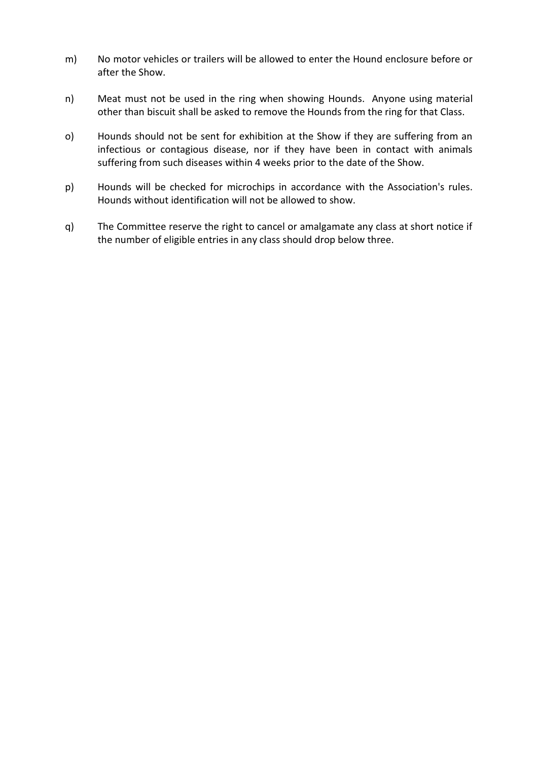m) No motor vehicles or trailers will be allowed to enter the Hound enclosure before or after the Show.

n) Meat must not be used in the ring when showing Hounds. Anyone using material other than biscuit shall be asked to remove the Hounds from the ring for that Class.

o) Hounds should not be sent for exhibition at the Show if they are suffering from an infectious or contagious disease, nor if they have been in contact with animals suffering from such diseases within 4 weeks prior to the date of the Show.

p) Hounds will be checked for microchips in accordance with the Association's rules. Hounds without identification will not be allowed to show.

q) The Committee reserve the right to cancel or amalgamate any class at short notice if the number of eligible entries in any class should drop below three.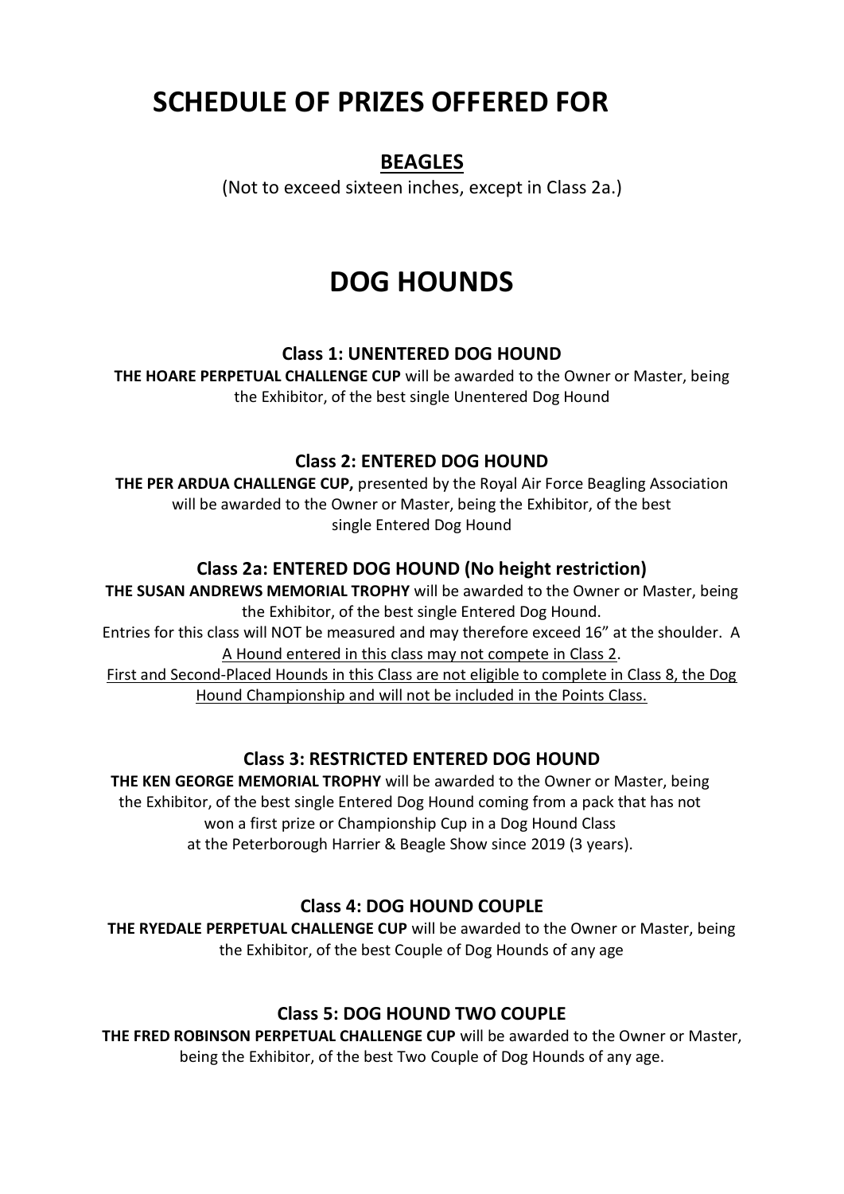# SCHEDULE OF PRIZES OFFERED FOR

## BEAGLES

(Not to exceed sixteen inches, except in Class 2a.)

# DOG HOUNDS

### Class 1: UNENTERED DOG HOUND

**THE HOARE PERPETUAL CHALLENGE CUP** will be awarded to the Owner or Master, being the Exhibitor, of the best single Unentered Dog Hound

### Class 2: ENTERED DOG HOUND

**THE PER ARDUA CHALLENGE CUP,** presented by the Royal Air Force Beagling Association will be awarded to the Owner or Master, being the Exhibitor, of the best single Entered Dog Hound

### Class 2a: ENTERED DOG HOUND (No height restriction)

**THE SUSAN ANDREWS MEMORIAL TROPHY** will be awarded to the Owner or Master, being the Exhibitor, of the best single Entered Dog Hound.

Entries for this class will NOT be measured and may therefore exceed 16" at the shoulder. A A Hound entered in this class may not compete in Class 2.

First and Second-Placed Hounds in this Class are not eligible to complete in Class 8, the Dog Hound Championship and will not be included in the Points Class.

### Class 3: RESTRICTED ENTERED DOG HOUND

**THE KEN GEORGE MEMORIAL TROPHY** will be awarded to the Owner or Master, being the Exhibitor, of the best single Entered Dog Hound coming from a pack that has not won a first prize or Championship Cup in a Dog Hound Class at the Peterborough Harrier & Beagle Show since 2019 (3 years).

### Class 4: DOG HOUND COUPLE

**THE RYEDALE PERPETUAL CHALLENGE CUP** will be awarded to the Owner or Master, being the Exhibitor, of the best Couple of Dog Hounds of any age

### Class 5: DOG HOUND TWO COUPLE

**THE FRED ROBINSON PERPETUAL CHALLENGE CUP** will be awarded to the Owner or Master, being the Exhibitor, of the best Two Couple of Dog Hounds of any age.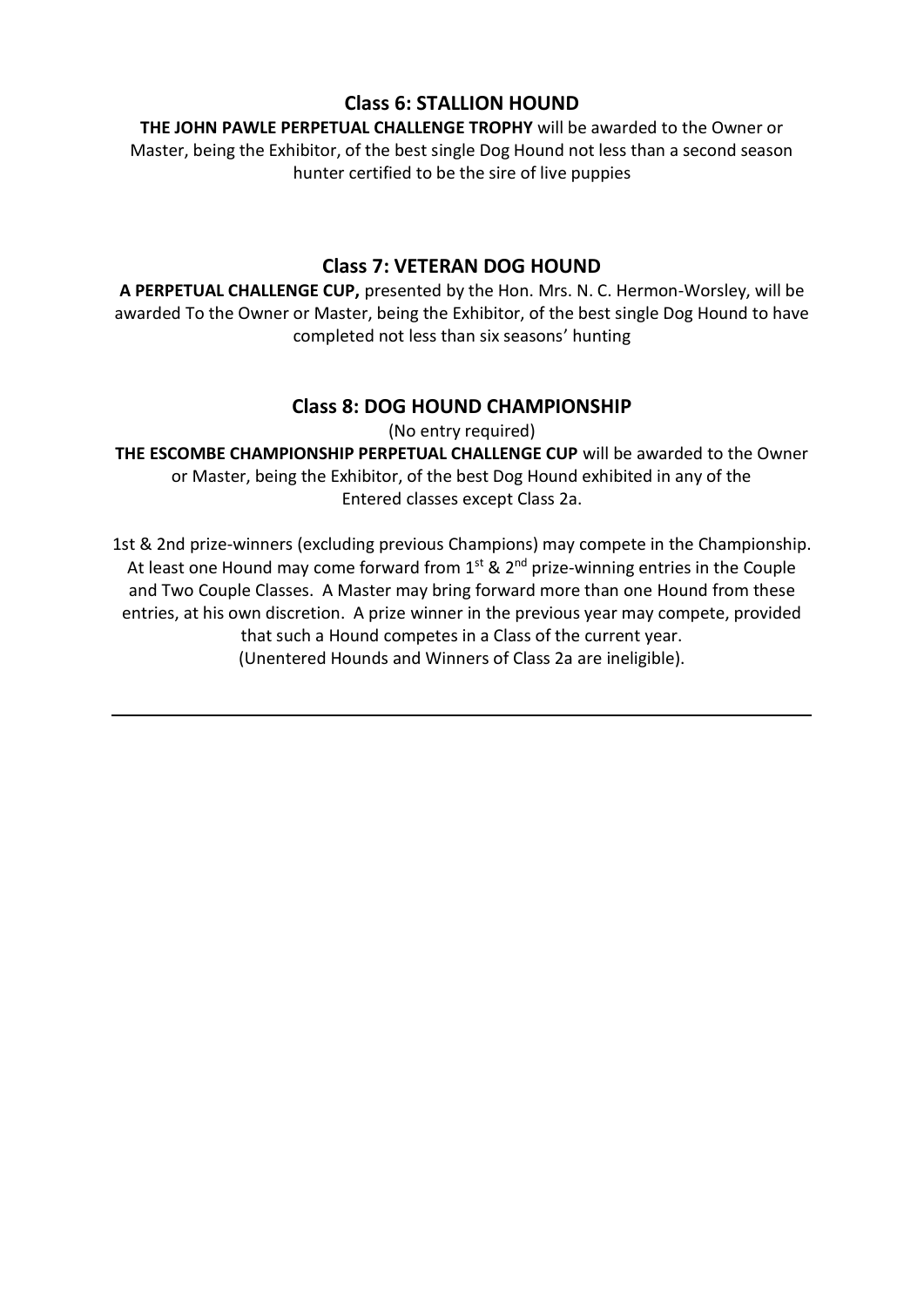## Class 6: STALLION HOUND

**THE JOHN PAWLE PERPETUAL CHALLENGE TROPHY** will be awarded to the Owner or Master, being the Exhibitor, of the best single Dog Hound not less than a second season hunter certified to be the sire of live puppies

## Class 7: VETERAN DOG HOUND

**A PERPETUAL CHALLENGE CUP,** presented by the Hon. Mrs. N. C. Hermon-Worsley, will be awarded To the Owner or Master, being the Exhibitor, of the best single Dog Hound to have completed not less than six seasons' hunting

## Class 8: DOG HOUND CHAMPIONSHIP

(No entry required)

**THE ESCOMBE CHAMPIONSHIP PERPETUAL CHALLENGE CUP** will be awarded to the Owner or Master, being the Exhibitor, of the best Dog Hound exhibited in any of the Entered classes except Class 2a.

1st & 2nd prize-winners (excluding previous Champions) may compete in the Championship. At least one Hound may come forward from 1st & 2nd prize-winning entries in the Couple and Two Couple Classes. A Master may bring forward more than one Hound from these entries, at his own discretion. A prize winner in the previous year may compete, provided that such a Hound competes in a Class of the current year.
(Unentered Hounds and Winners of Class 2a are ineligible).

---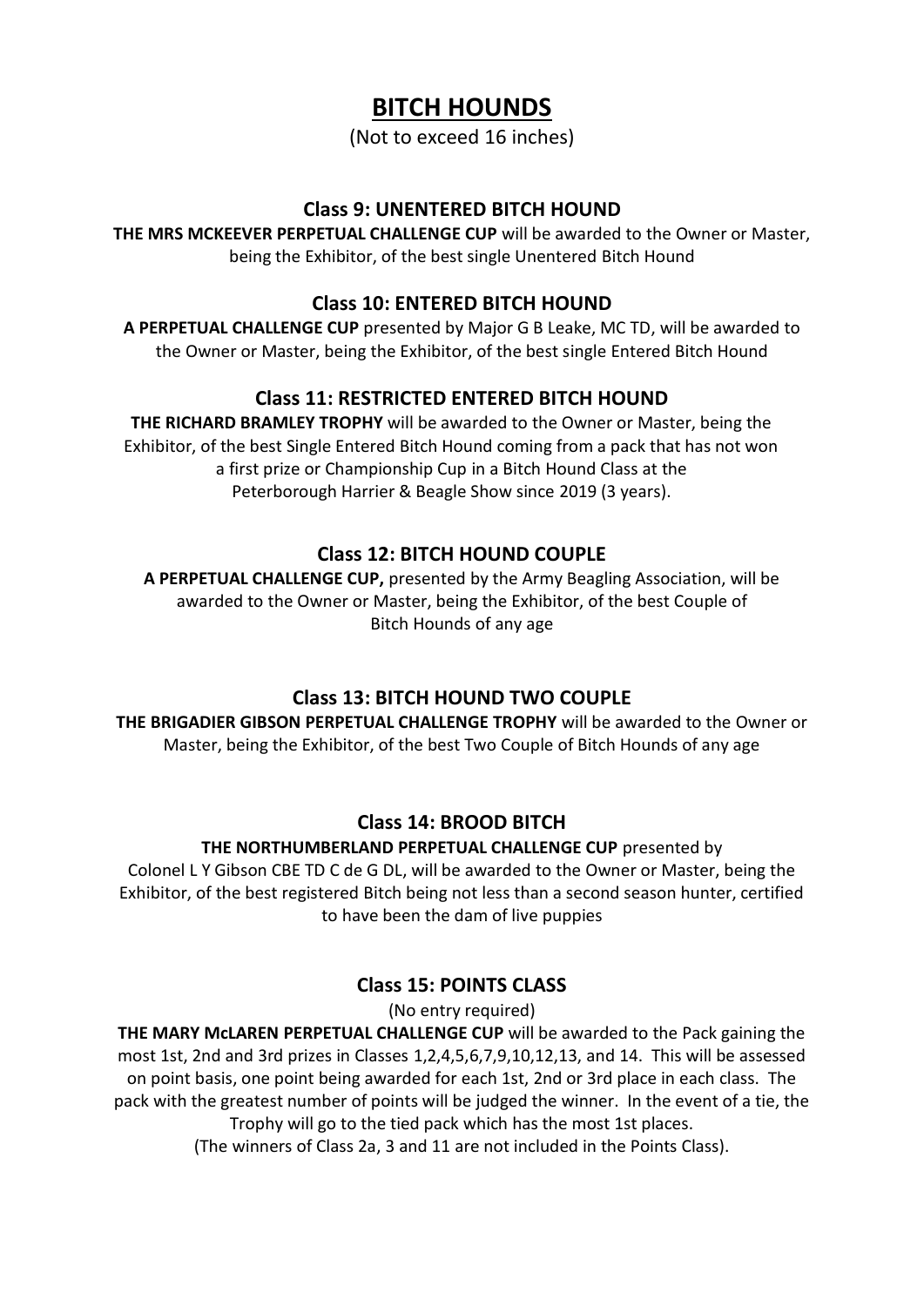# BITCH HOUNDS

(Not to exceed 16 inches)

### Class 9: UNENTERED BITCH HOUND

**THE MRS MCKEEVER PERPETUAL CHALLENGE CUP** will be awarded to the Owner or Master, being the Exhibitor, of the best single Unentered Bitch Hound

### Class 10: ENTERED BITCH HOUND

**A PERPETUAL CHALLENGE CUP** presented by Major G B Leake, MC TD, will be awarded to the Owner or Master, being the Exhibitor, of the best single Entered Bitch Hound

### Class 11: RESTRICTED ENTERED BITCH HOUND

**THE RICHARD BRAMLEY TROPHY** will be awarded to the Owner or Master, being the Exhibitor, of the best Single Entered Bitch Hound coming from a pack that has not won a first prize or Championship Cup in a Bitch Hound Class at the Peterborough Harrier & Beagle Show since 2019 (3 years).

### Class 12: BITCH HOUND COUPLE

**A PERPETUAL CHALLENGE CUP,** presented by the Army Beagling Association, will be awarded to the Owner or Master, being the Exhibitor, of the best Couple of Bitch Hounds of any age

### Class 13: BITCH HOUND TWO COUPLE

**THE BRIGADIER GIBSON PERPETUAL CHALLENGE TROPHY** will be awarded to the Owner or Master, being the Exhibitor, of the best Two Couple of Bitch Hounds of any age

### Class 14: BROOD BITCH

**THE NORTHUMBERLAND PERPETUAL CHALLENGE CUP** presented by Colonel L Y Gibson CBE TD C de G DL, will be awarded to the Owner or Master, being the Exhibitor, of the best registered Bitch being not less than a second season hunter, certified to have been the dam of live puppies

### Class 15: POINTS CLASS

(No entry required)

**THE MARY McLAREN PERPETUAL CHALLENGE CUP** will be awarded to the Pack gaining the most 1st, 2nd and 3rd prizes in Classes 1,2,4,5,6,7,9,10,12,13, and 14. This will be assessed on point basis, one point being awarded for each 1st, 2nd or 3rd place in each class. The pack with the greatest number of points will be judged the winner. In the event of a tie, the Trophy will go to the tied pack which has the most 1st places.

(The winners of Class 2a, 3 and 11 are not included in the Points Class).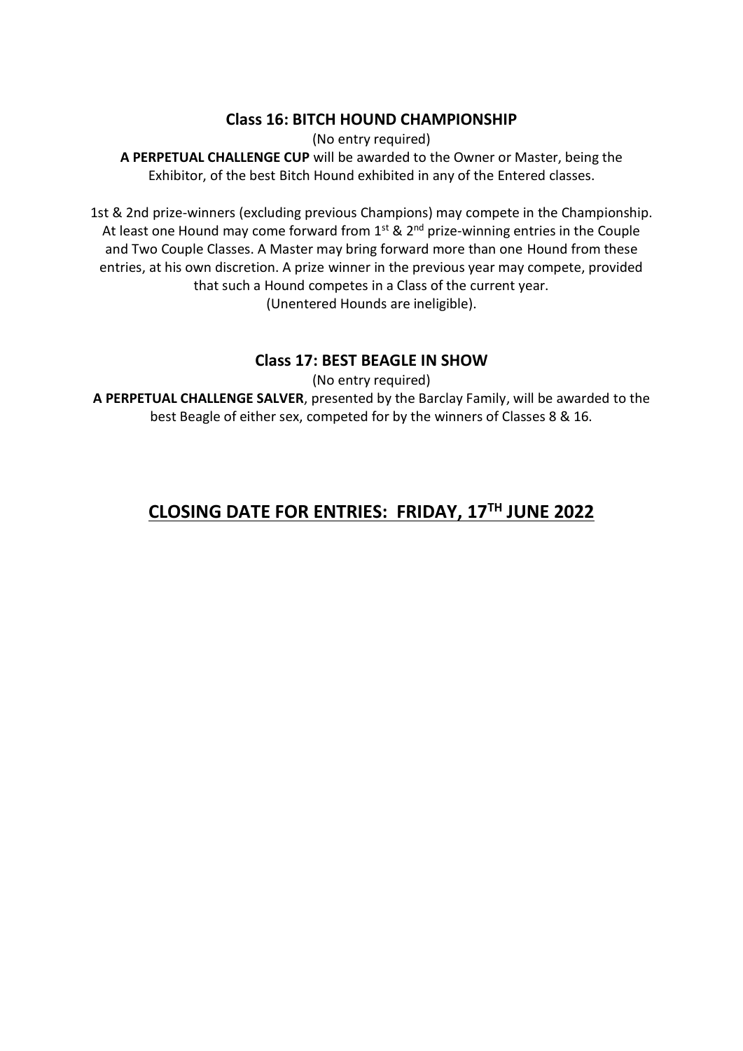### Class 16: BITCH HOUND CHAMPIONSHIP

(No entry required)

**A PERPETUAL CHALLENGE CUP** will be awarded to the Owner or Master, being the Exhibitor, of the best Bitch Hound exhibited in any of the Entered classes.

1st & 2nd prize-winners (excluding previous Champions) may compete in the Championship. At least one Hound may come forward from 1st & 2nd prize-winning entries in the Couple and Two Couple Classes. A Master may bring forward more than one Hound from these entries, at his own discretion. A prize winner in the previous year may compete, provided that such a Hound competes in a Class of the current year.
(Unentered Hounds are ineligible).

### Class 17: BEST BEAGLE IN SHOW

(No entry required)

**A PERPETUAL CHALLENGE SALVER**, presented by the Barclay Family, will be awarded to the best Beagle of either sex, competed for by the winners of Classes 8 & 16.

## CLOSING DATE FOR ENTRIES: FRIDAY, 17TH JUNE 2022